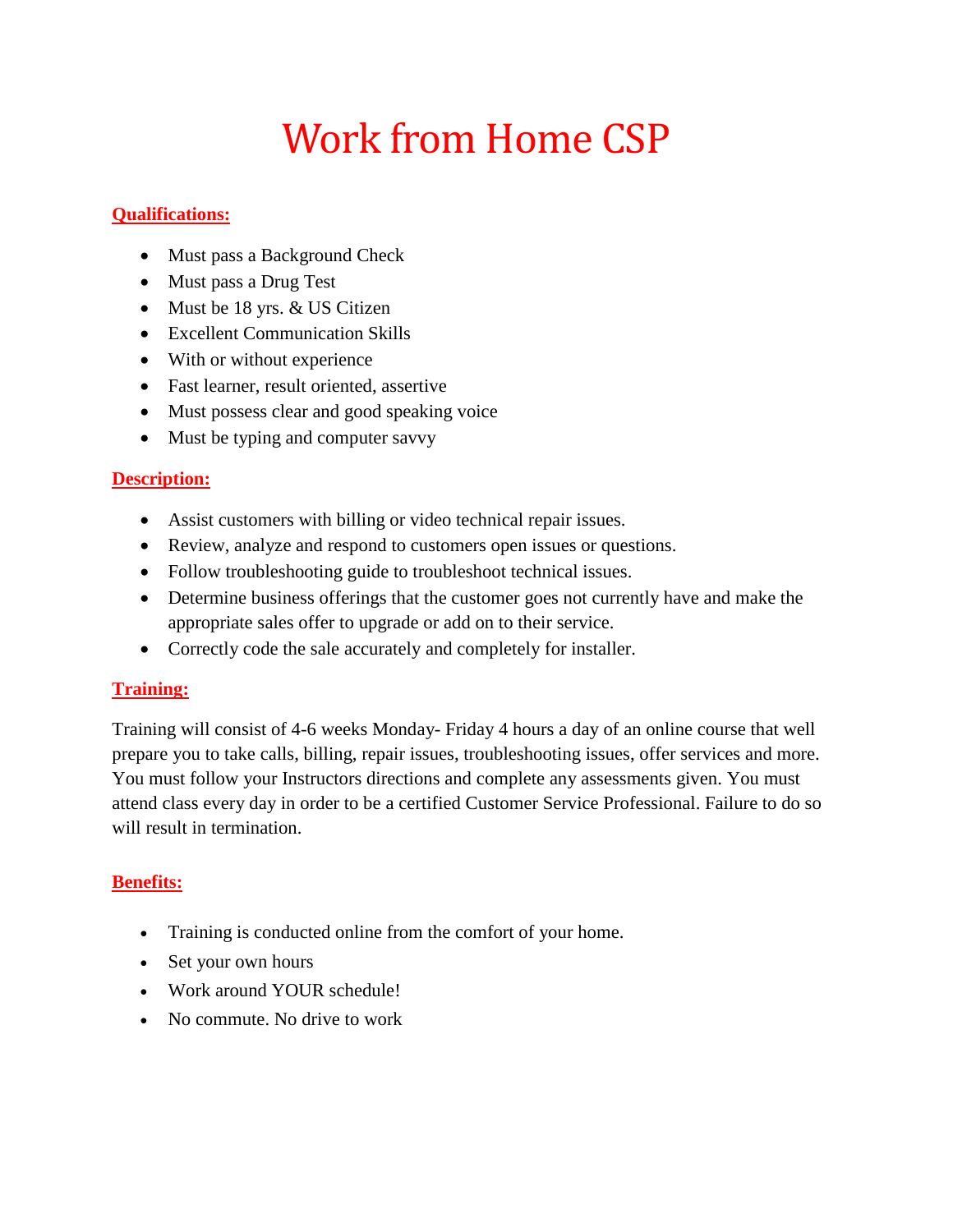# Work from Home CSP

## Qualifications:

- Must pass a Background Check
- Must pass a Drug Test
- Must be 18 yrs. & US Citizen
- Excellent Communication Skills
- With or without experience
- Fast learner, result oriented, assertive
- Must possess clear and good speaking voice
- Must be typing and computer savvy

## Description:

- Assist customers with billing or video technical repair issues.
- Review, analyze and respond to customers open issues or questions.
- Follow troubleshooting guide to troubleshoot technical issues.
- Determine business offerings that the customer goes not currently have and make the appropriate sales offer to upgrade or add on to their service.
- Correctly code the sale accurately and completely for installer.

## Training:

Training will consist of 4-6 weeks Monday- Friday 4 hours a day of an online course that well prepare you to take calls, billing, repair issues, troubleshooting issues, offer services and more. You must follow your Instructors directions and complete any assessments given. You must attend class every day in order to be a certified Customer Service Professional. Failure to do so will result in termination.

## Benefits:

- Training is conducted online from the comfort of your home.
- Set your own hours
- Work around YOUR schedule!
- No commute. No drive to work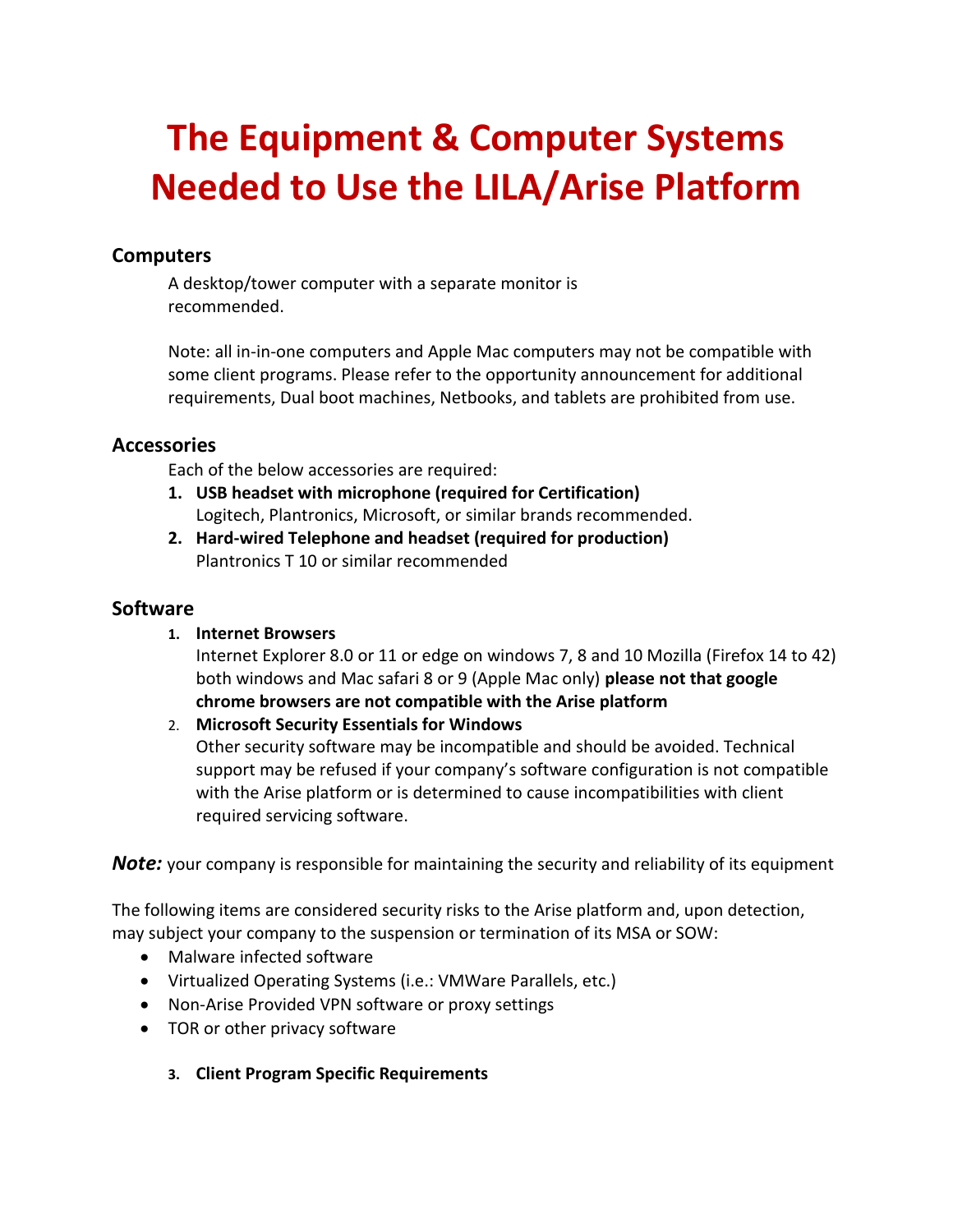# The Equipment & Computer Systems Needed to Use the LILA/Arise Platform

## Computers

A desktop/tower computer with a separate monitor is recommended.

Note: all in-in-one computers and Apple Mac computers may not be compatible with some client programs. Please refer to the opportunity announcement for additional requirements, Dual boot machines, Netbooks, and tablets are prohibited from use.

## Accessories

Each of the below accessories are required:

1. **USB headset with microphone (required for Certification)**
   Logitech, Plantronics, Microsoft, or similar brands recommended.
2. **Hard-wired Telephone and headset (required for production)**
   Plantronics T 10 or similar recommended

## Software

1. **Internet Browsers**
   Internet Explorer 8.0 or 11 or edge on windows 7, 8 and 10 Mozilla (Firefox 14 to 42) both windows and Mac safari 8 or 9 (Apple Mac only) **please not that google chrome browsers are not compatible with the Arise platform**
2. **Microsoft Security Essentials for Windows**
   Other security software may be incompatible and should be avoided. Technical support may be refused if your company's software configuration is not compatible with the Arise platform or is determined to cause incompatibilities with client required servicing software.

***Note:*** your company is responsible for maintaining the security and reliability of its equipment

The following items are considered security risks to the Arise platform and, upon detection, may subject your company to the suspension or termination of its MSA or SOW:

- Malware infected software
- Virtualized Operating Systems (i.e.: VMWare Parallels, etc.)
- Non-Arise Provided VPN software or proxy settings
- TOR or other privacy software

3. **Client Program Specific Requirements**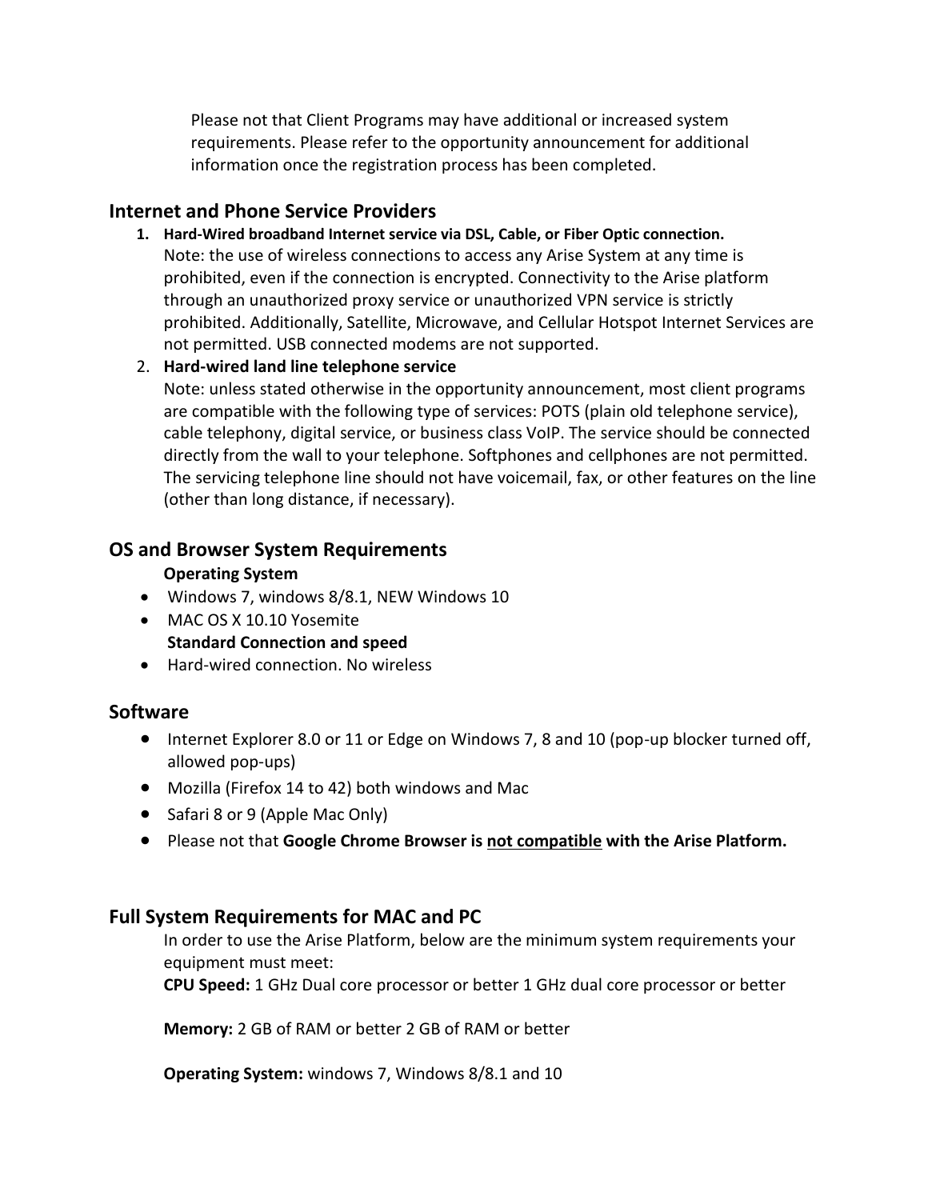Please not that Client Programs may have additional or increased system requirements. Please refer to the opportunity announcement for additional information once the registration process has been completed.

## Internet and Phone Service Providers

1. **Hard-Wired broadband Internet service via DSL, Cable, or Fiber Optic connection.**
   Note: the use of wireless connections to access any Arise System at any time is prohibited, even if the connection is encrypted. Connectivity to the Arise platform through an unauthorized proxy service or unauthorized VPN service is strictly prohibited. Additionally, Satellite, Microwave, and Cellular Hotspot Internet Services are not permitted. USB connected modems are not supported.
2. **Hard-wired land line telephone service**
   Note: unless stated otherwise in the opportunity announcement, most client programs are compatible with the following type of services: POTS (plain old telephone service), cable telephony, digital service, or business class VoIP. The service should be connected directly from the wall to your telephone. Softphones and cellphones are not permitted. The servicing telephone line should not have voicemail, fax, or other features on the line (other than long distance, if necessary).

## OS and Browser System Requirements

**Operating System**

- Windows 7, windows 8/8.1, NEW Windows 10
- MAC OS X 10.10 Yosemite

**Standard Connection and speed**

- Hard-wired connection. No wireless

## Software

- Internet Explorer 8.0 or 11 or Edge on Windows 7, 8 and 10 (pop-up blocker turned off, allowed pop-ups)
- Mozilla (Firefox 14 to 42) both windows and Mac
- Safari 8 or 9 (Apple Mac Only)
- Please not that **Google Chrome Browser is <u>not compatible</u> with the Arise Platform.**

## Full System Requirements for MAC and PC

In order to use the Arise Platform, below are the minimum system requirements your equipment must meet:

**CPU Speed:** 1 GHz Dual core processor or better 1 GHz dual core processor or better

**Memory:** 2 GB of RAM or better 2 GB of RAM or better

**Operating System:** windows 7, Windows 8/8.1 and 10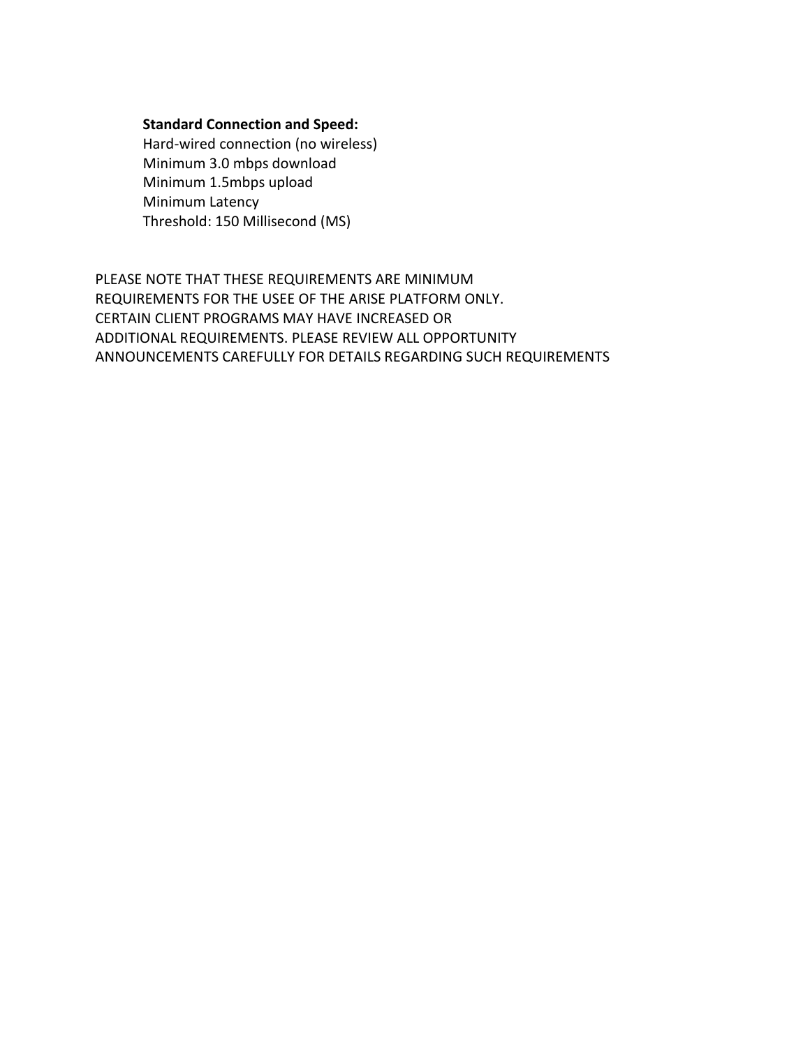**Standard Connection and Speed:**

Hard-wired connection (no wireless)
Minimum 3.0 mbps download
Minimum 1.5mbps upload
Minimum Latency
Threshold: 150 Millisecond (MS)

PLEASE NOTE THAT THESE REQUIREMENTS ARE MINIMUM REQUIREMENTS FOR THE USEE OF THE ARISE PLATFORM ONLY. CERTAIN CLIENT PROGRAMS MAY HAVE INCREASED OR ADDITIONAL REQUIREMENTS. PLEASE REVIEW ALL OPPORTUNITY ANNOUNCEMENTS CAREFULLY FOR DETAILS REGARDING SUCH REQUIREMENTS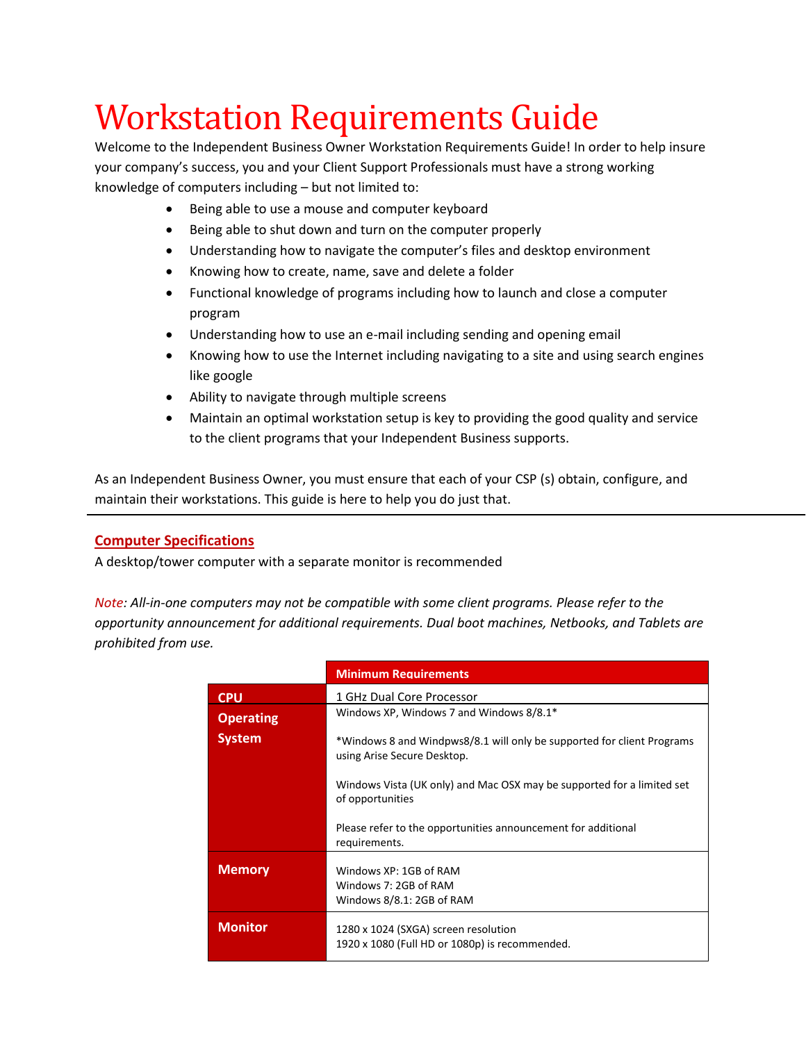# Workstation Requirements Guide

Welcome to the Independent Business Owner Workstation Requirements Guide! In order to help insure your company's success, you and your Client Support Professionals must have a strong working knowledge of computers including – but not limited to:

- Being able to use a mouse and computer keyboard
- Being able to shut down and turn on the computer properly
- Understanding how to navigate the computer's files and desktop environment
- Knowing how to create, name, save and delete a folder
- Functional knowledge of programs including how to launch and close a computer program
- Understanding how to use an e-mail including sending and opening email
- Knowing how to use the Internet including navigating to a site and using search engines like google
- Ability to navigate through multiple screens
- Maintain an optimal workstation setup is key to providing the good quality and service to the client programs that your Independent Business supports.

As an Independent Business Owner, you must ensure that each of your CSP (s) obtain, configure, and maintain their workstations. This guide is here to help you do just that.

---

## Computer Specifications

A desktop/tower computer with a separate monitor is recommended

*Note: All-in-one computers may not be compatible with some client programs. Please refer to the opportunity announcement for additional requirements. Dual boot machines, Netbooks, and Tablets are prohibited from use.*

| | Minimum Requirements |
|---|---|
| **CPU** | 1 GHz Dual Core Processor |
| **Operating System** | Windows XP, Windows 7 and Windows 8/8.1*<br><br>*Windows 8 and Windpws8/8.1 will only be supported for client Programs using Arise Secure Desktop.<br><br>Windows Vista (UK only) and Mac OSX may be supported for a limited set of opportunities<br><br>Please refer to the opportunities announcement for additional requirements. |
| **Memory** | Windows XP: 1GB of RAM<br>Windows 7: 2GB of RAM<br>Windows 8/8.1: 2GB of RAM |
| **Monitor** | 1280 x 1024 (SXGA) screen resolution<br>1920 x 1080 (Full HD or 1080p) is recommended. |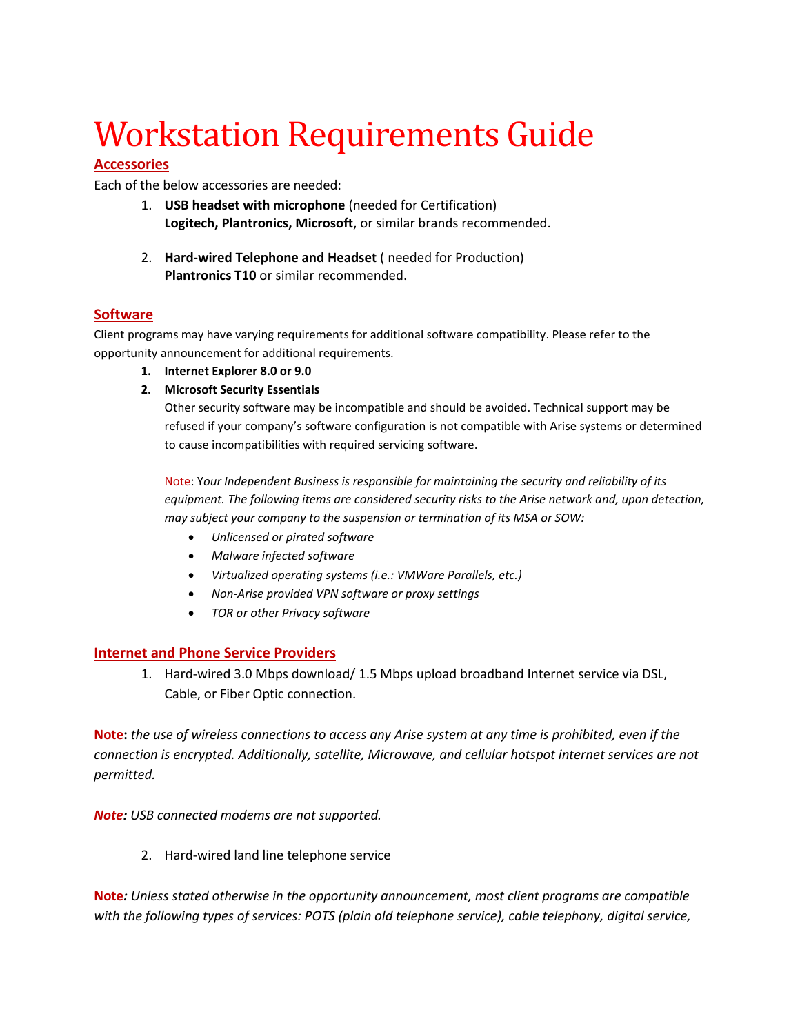# Workstation Requirements Guide

## Accessories

Each of the below accessories are needed:

1. **USB headset with microphone** (needed for Certification)
   **Logitech, Plantronics, Microsoft**, or similar brands recommended.

2. **Hard-wired Telephone and Headset** ( needed for Production)
   **Plantronics T10** or similar recommended.

## Software

Client programs may have varying requirements for additional software compatibility. Please refer to the opportunity announcement for additional requirements.

1. **Internet Explorer 8.0 or 9.0**
2. **Microsoft Security Essentials**
   Other security software may be incompatible and should be avoided. Technical support may be refused if your company's software configuration is not compatible with Arise systems or determined to cause incompatibilities with required servicing software.

   Note: *Your Independent Business is responsible for maintaining the security and reliability of its equipment. The following items are considered security risks to the Arise network and, upon detection, may subject your company to the suspension or termination of its MSA or SOW:*

   - *Unlicensed or pirated software*
   - *Malware infected software*
   - *Virtualized operating systems (i.e.: VMWare Parallels, etc.)*
   - *Non-Arise provided VPN software or proxy settings*
   - *TOR or other Privacy software*

## Internet and Phone Service Providers

1. Hard-wired 3.0 Mbps download/ 1.5 Mbps upload broadband Internet service via DSL, Cable, or Fiber Optic connection.

**Note:** *the use of wireless connections to access any Arise system at any time is prohibited, even if the connection is encrypted. Additionally, satellite, Microwave, and cellular hotspot internet services are not permitted.*

***Note:*** *USB connected modems are not supported.*

2. Hard-wired land line telephone service

***Note:*** *Unless stated otherwise in the opportunity announcement, most client programs are compatible with the following types of services: POTS (plain old telephone service), cable telephony, digital service,*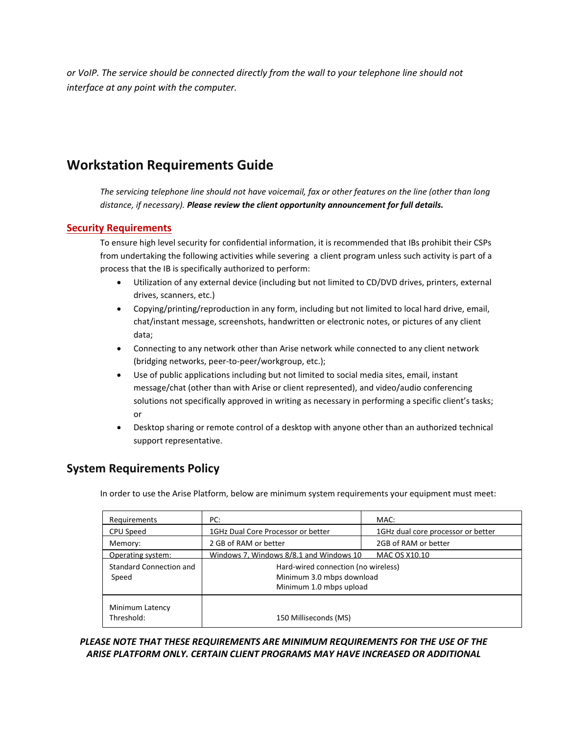*or VoIP. The service should be connected directly from the wall to your telephone line should not interface at any point with the computer.*

## Workstation Requirements Guide

*The servicing telephone line should not have voicemail, fax or other features on the line (other than long distance, if necessary).* ***Please review the client opportunity announcement for full details.***

### Security Requirements

To ensure high level security for confidential information, it is recommended that IBs prohibit their CSPs from undertaking the following activities while severing a client program unless such activity is part of a process that the IB is specifically authorized to perform:

- Utilization of any external device (including but not limited to CD/DVD drives, printers, external drives, scanners, etc.)
- Copying/printing/reproduction in any form, including but not limited to local hard drive, email, chat/instant message, screenshots, handwritten or electronic notes, or pictures of any client data;
- Connecting to any network other than Arise network while connected to any client network (bridging networks, peer-to-peer/workgroup, etc.);
- Use of public applications including but not limited to social media sites, email, instant message/chat (other than with Arise or client represented), and video/audio conferencing solutions not specifically approved in writing as necessary in performing a specific client's tasks; or
- Desktop sharing or remote control of a desktop with anyone other than an authorized technical support representative.

## System Requirements Policy

In order to use the Arise Platform, below are minimum system requirements your equipment must meet:

| Requirements | PC: | MAC: |
|---|---|---|
| CPU Speed | 1GHz Dual Core Processor or better | 1GHz dual core processor or better |
| Memory: | 2 GB of RAM or better | 2GB of RAM or better |
| Operating system: | Windows 7, Windows 8/8.1 and Windows 10 | MAC OS X10.10 |
| Standard Connection and Speed | Hard-wired connection (no wireless)<br>Minimum 3.0 mbps download<br>Minimum 1.0 mbps upload | |
| Minimum Latency Threshold: | 150 Milliseconds (MS) | |

***PLEASE NOTE THAT THESE REQUIREMENTS ARE MINIMUM REQUIREMENTS FOR THE USE OF THE ARISE PLATFORM ONLY. CERTAIN CLIENT PROGRAMS MAY HAVE INCREASED OR ADDITIONAL***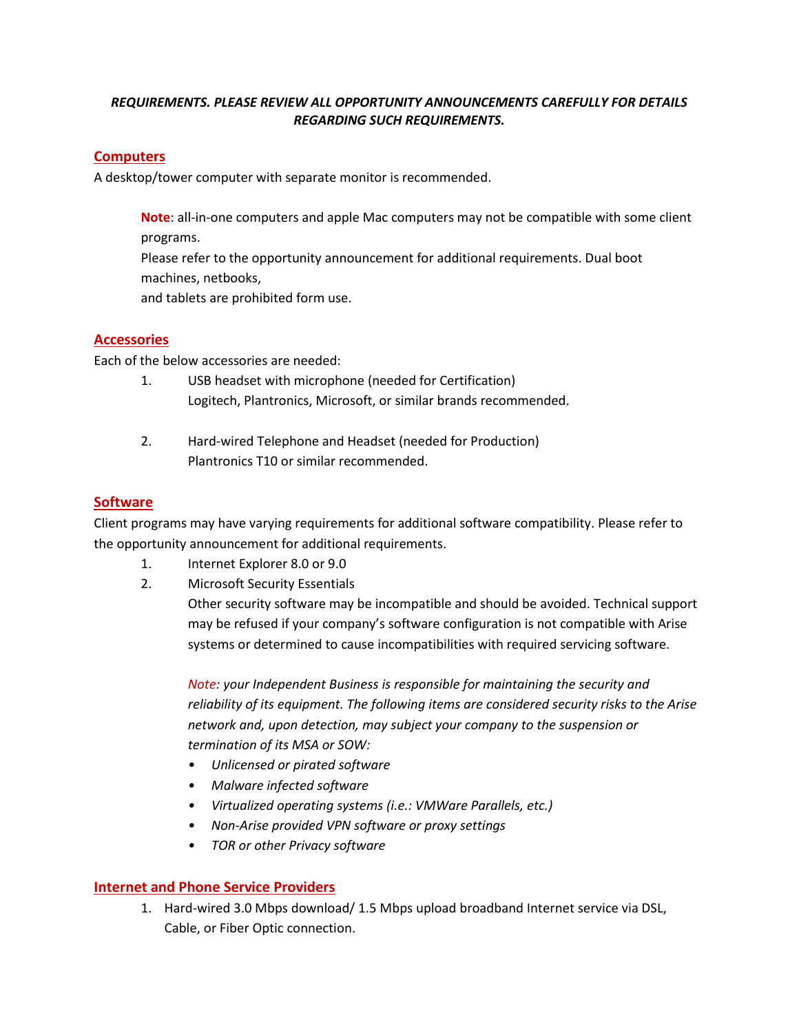***REQUIREMENTS. PLEASE REVIEW ALL OPPORTUNITY ANNOUNCEMENTS CAREFULLY FOR DETAILS REGARDING SUCH REQUIREMENTS.***

## Computers

A desktop/tower computer with separate monitor is recommended.

> **Note**: all-in-one computers and apple Mac computers may not be compatible with some client programs.
> Please refer to the opportunity announcement for additional requirements. Dual boot machines, netbooks,
> and tablets are prohibited form use.

## Accessories

Each of the below accessories are needed:

1. USB headset with microphone (needed for Certification)
   Logitech, Plantronics, Microsoft, or similar brands recommended.

2. Hard-wired Telephone and Headset (needed for Production)
   Plantronics T10 or similar recommended.

## Software

Client programs may have varying requirements for additional software compatibility. Please refer to the opportunity announcement for additional requirements.

1. Internet Explorer 8.0 or 9.0
2. Microsoft Security Essentials
   Other security software may be incompatible and should be avoided. Technical support may be refused if your company's software configuration is not compatible with Arise systems or determined to cause incompatibilities with required servicing software.

   *Note: your Independent Business is responsible for maintaining the security and reliability of its equipment. The following items are considered security risks to the Arise network and, upon detection, may subject your company to the suspension or termination of its MSA or SOW:*

   - *Unlicensed or pirated software*
   - *Malware infected software*
   - *Virtualized operating systems (i.e.: VMWare Parallels, etc.)*
   - *Non-Arise provided VPN software or proxy settings*
   - *TOR or other Privacy software*

## Internet and Phone Service Providers

1. Hard-wired 3.0 Mbps download/ 1.5 Mbps upload broadband Internet service via DSL, Cable, or Fiber Optic connection.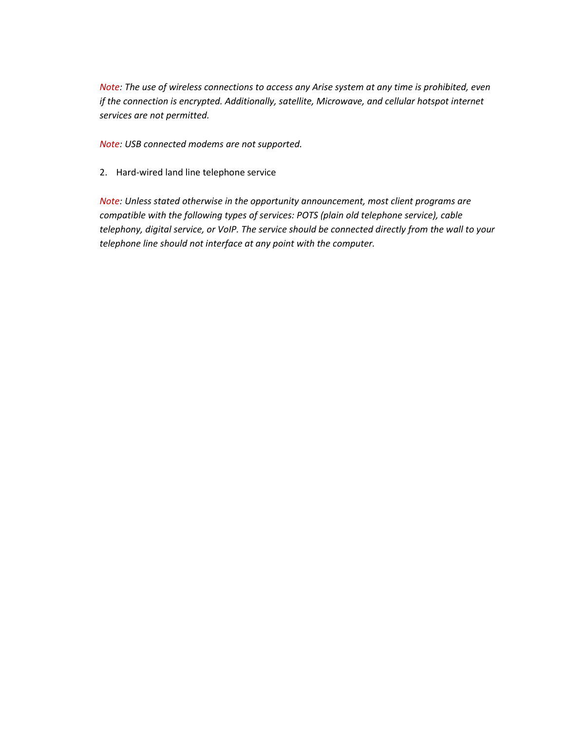*Note: The use of wireless connections to access any Arise system at any time is prohibited, even if the connection is encrypted. Additionally, satellite, Microwave, and cellular hotspot internet services are not permitted.*

*Note: USB connected modems are not supported.*

2. Hard-wired land line telephone service

*Note: Unless stated otherwise in the opportunity announcement, most client programs are compatible with the following types of services: POTS (plain old telephone service), cable telephony, digital service, or VoIP. The service should be connected directly from the wall to your telephone line should not interface at any point with the computer.*